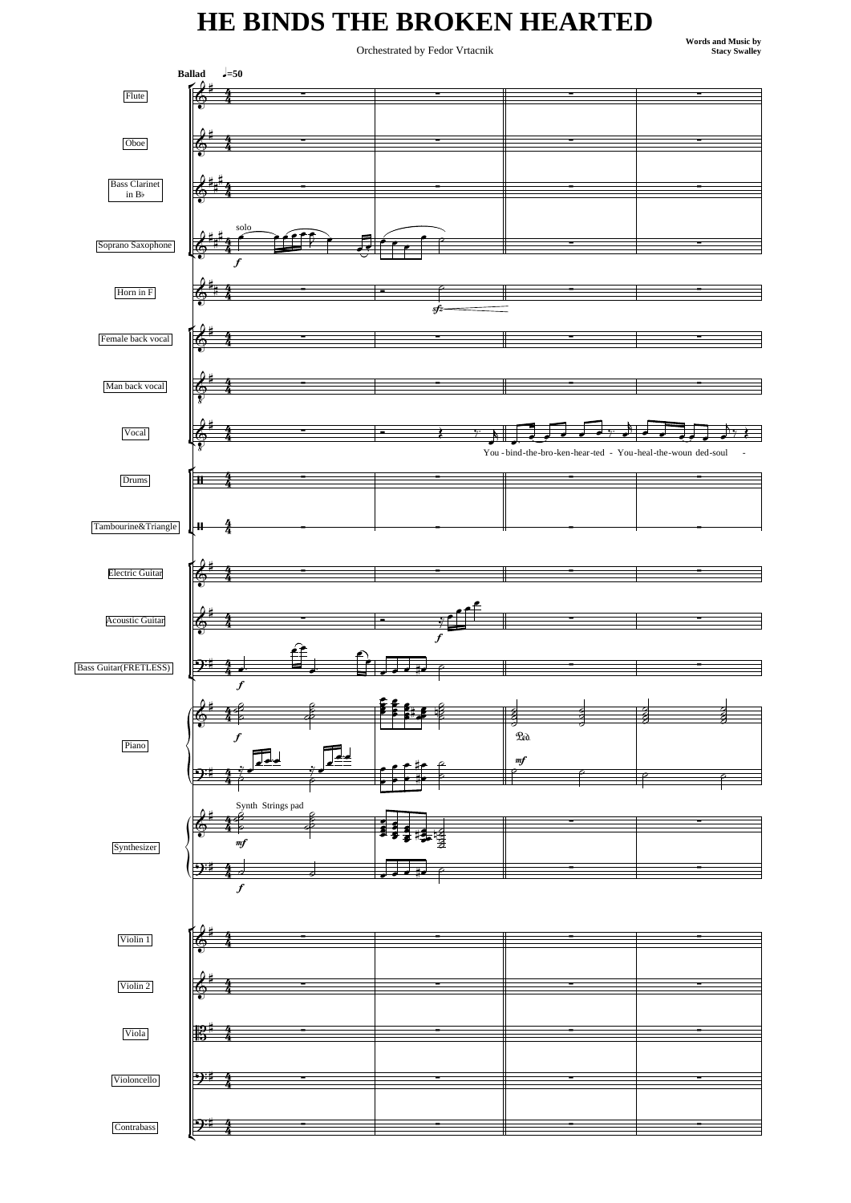# HE BINDS THE BROKEN HEARTED

Orchestrated by Fedor Vrtacnik

**Words and Music by Stacy Swalley**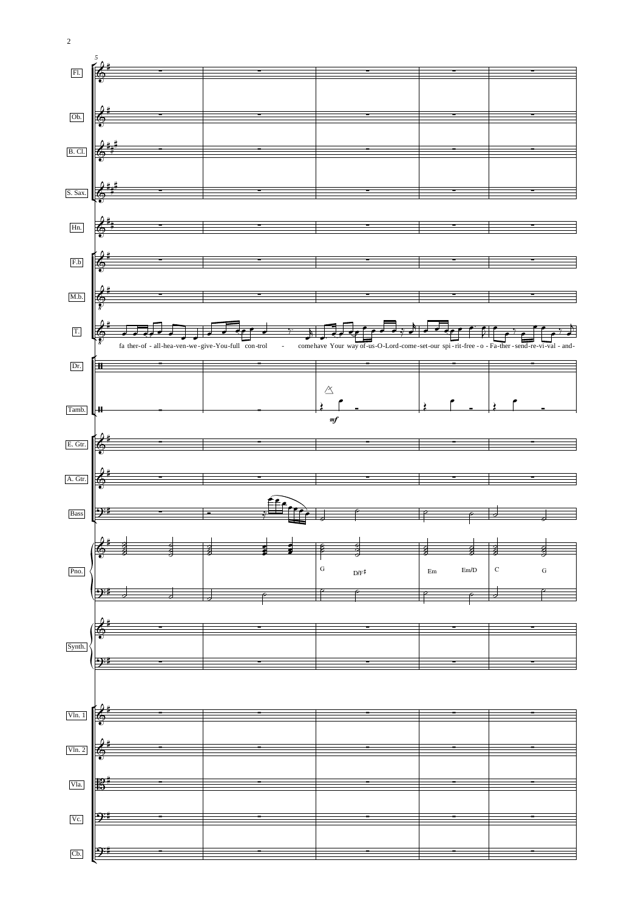Fl.

Ob.

B. Cl.

S. Sax.

Hn.

F.b

M.b.

T.

fa ther-of - all-hea-ven-we-give-You-full con-trol - come have Your way of-us-O-Lord-come-set-our spi-rit-free - o - Fa-ther-send-re-vi-val - and-

Dr.

Tamb.

*mf*

E. Gtr.

A. Gtr.

Bass

Pno.

G D/F♯ Em Em/D C G

Synth.

Vln. 1

Vln. 2

Vla.

Vc.

Cb.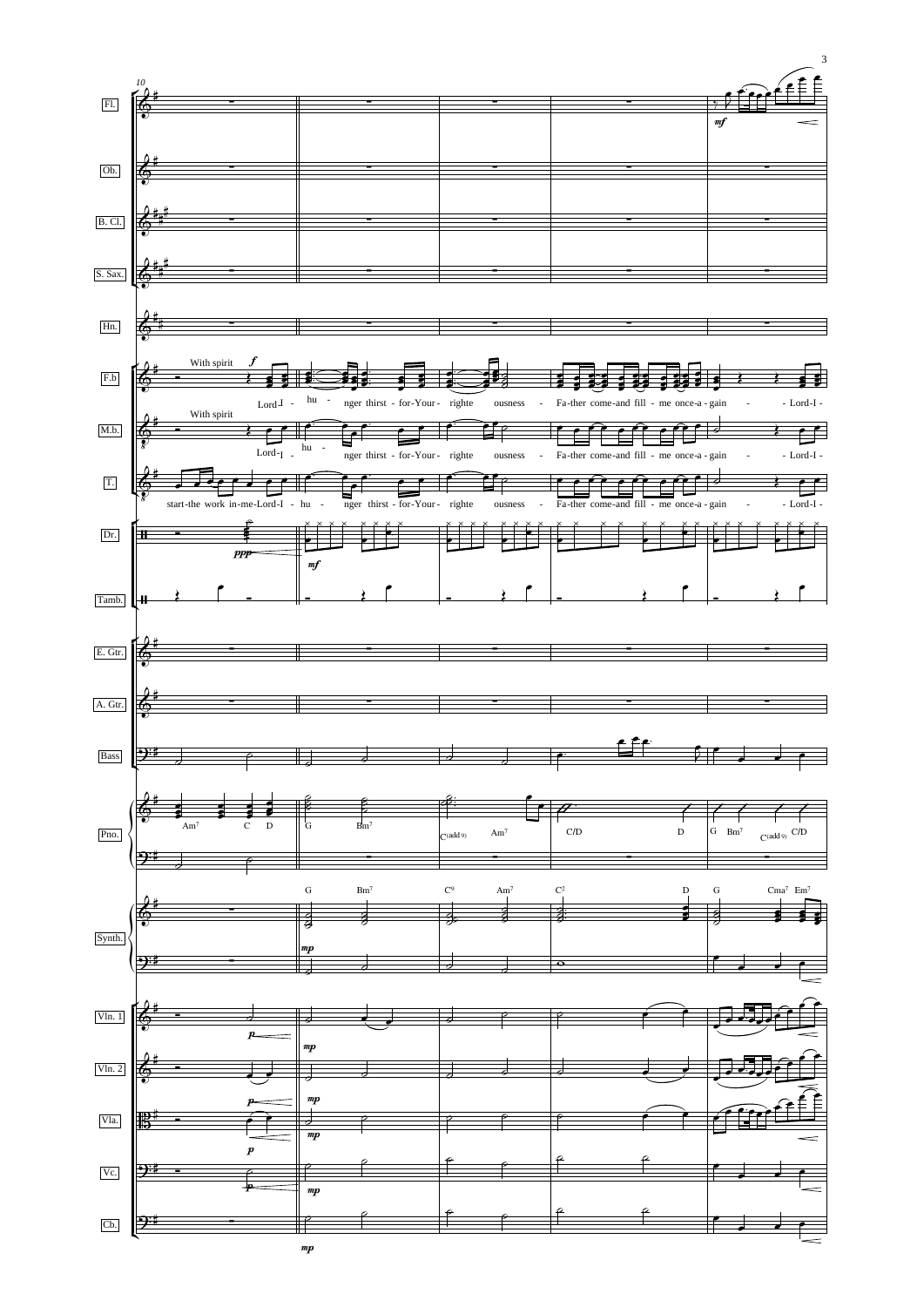10

With spirit *f*

Lord I - hu - nger thirst - for - Your - righte ousness - Fa-ther come-and fill - me once-a - gain - - Lord-I -

start-the work in-me-Lord-I - hu - nger thirst - for - Your - righte ousness - Fa-ther come-and fill - me once-a - gain - - Lord-I -

Am7 C D G Bm7 C(add 9) Am7 C/D D G Bm7 C(add 9) C/D

G Bm7 C9 Am7 C2 D G Cma7 Em7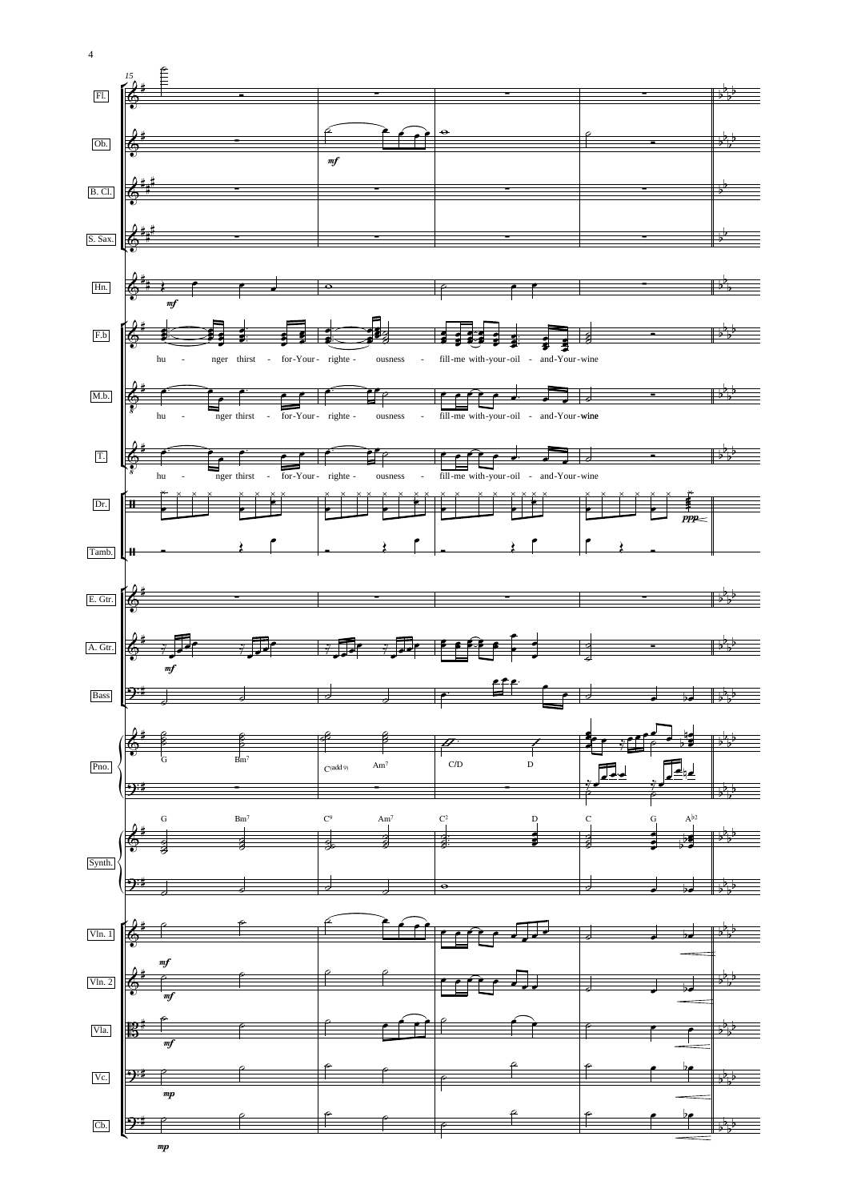15

Fl.

Ob.

*mf*

B. Cl.

S. Sax.

Hn.

*mf*

F.b

hu - nger thirst - for-Your- righte - ousness - fill-me with-your-oil - and-Your-wine

M.b.

hu - nger thirst - for-Your- righte - ousness - fill-me with-your-oil - and-Your-wine

T.

hu - nger thirst - for-Your- righte - ousness - fill-me with-your-oil - and-Your-wine

Dr.

*ppp*

Tamb.

E. Gtr.

A. Gtr.

*mf*

Bass

Pno.

G Bm7 C(add 9) Am7 C/D D

Synth.

G Bm7 C9 Am7 C2 D C G A♭2

Vln. 1

*mf*

Vln. 2

*mf*

Vla.

*mf*

Vc.

*mp*

Cb.

*mp*